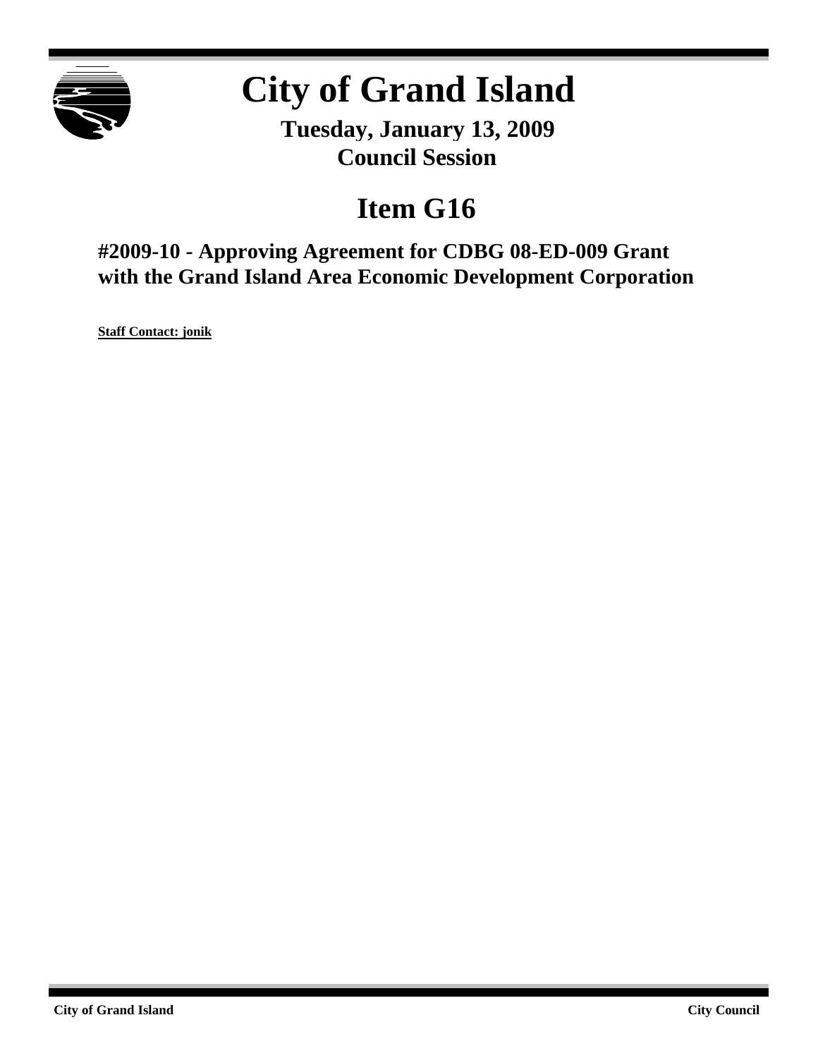# City of Grand Island

**Tuesday, January 13, 2009**
**Council Session**

## Item G16

### #2009-10 - Approving Agreement for CDBG 08-ED-009 Grant with the Grand Island Area Economic Development Corporation

**Staff Contact: jonik**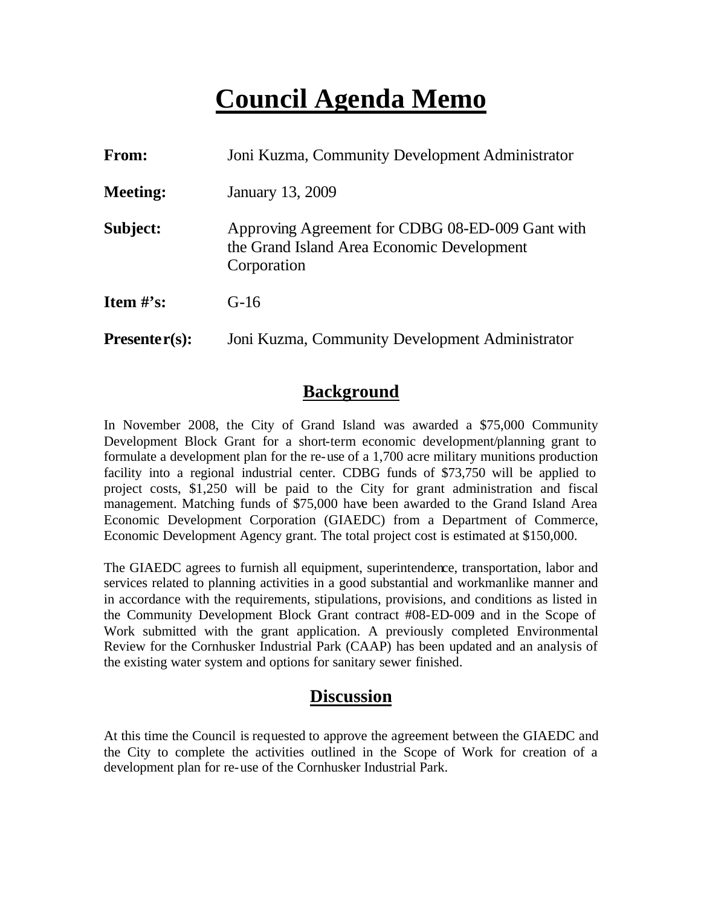# Council Agenda Memo

| | |
|---|---|
| **From:** | Joni Kuzma, Community Development Administrator |
| **Meeting:** | January 13, 2009 |
| **Subject:** | Approving Agreement for CDBG 08-ED-009 Gant with the Grand Island Area Economic Development Corporation |
| **Item #'s:** | G-16 |
| **Presenter(s):** | Joni Kuzma, Community Development Administrator |

## Background

In November 2008, the City of Grand Island was awarded a $75,000 Community Development Block Grant for a short-term economic development/planning grant to formulate a development plan for the re-use of a 1,700 acre military munitions production facility into a regional industrial center. CDBG funds of $73,750 will be applied to project costs, $1,250 will be paid to the City for grant administration and fiscal management. Matching funds of $75,000 have been awarded to the Grand Island Area Economic Development Corporation (GIAEDC) from a Department of Commerce, Economic Development Agency grant. The total project cost is estimated at $150,000.

The GIAEDC agrees to furnish all equipment, superintendence, transportation, labor and services related to planning activities in a good substantial and workmanlike manner and in accordance with the requirements, stipulations, provisions, and conditions as listed in the Community Development Block Grant contract #08-ED-009 and in the Scope of Work submitted with the grant application. A previously completed Environmental Review for the Cornhusker Industrial Park (CAAP) has been updated and an analysis of the existing water system and options for sanitary sewer finished.

## Discussion

At this time the Council is requested to approve the agreement between the GIAEDC and the City to complete the activities outlined in the Scope of Work for creation of a development plan for re-use of the Cornhusker Industrial Park.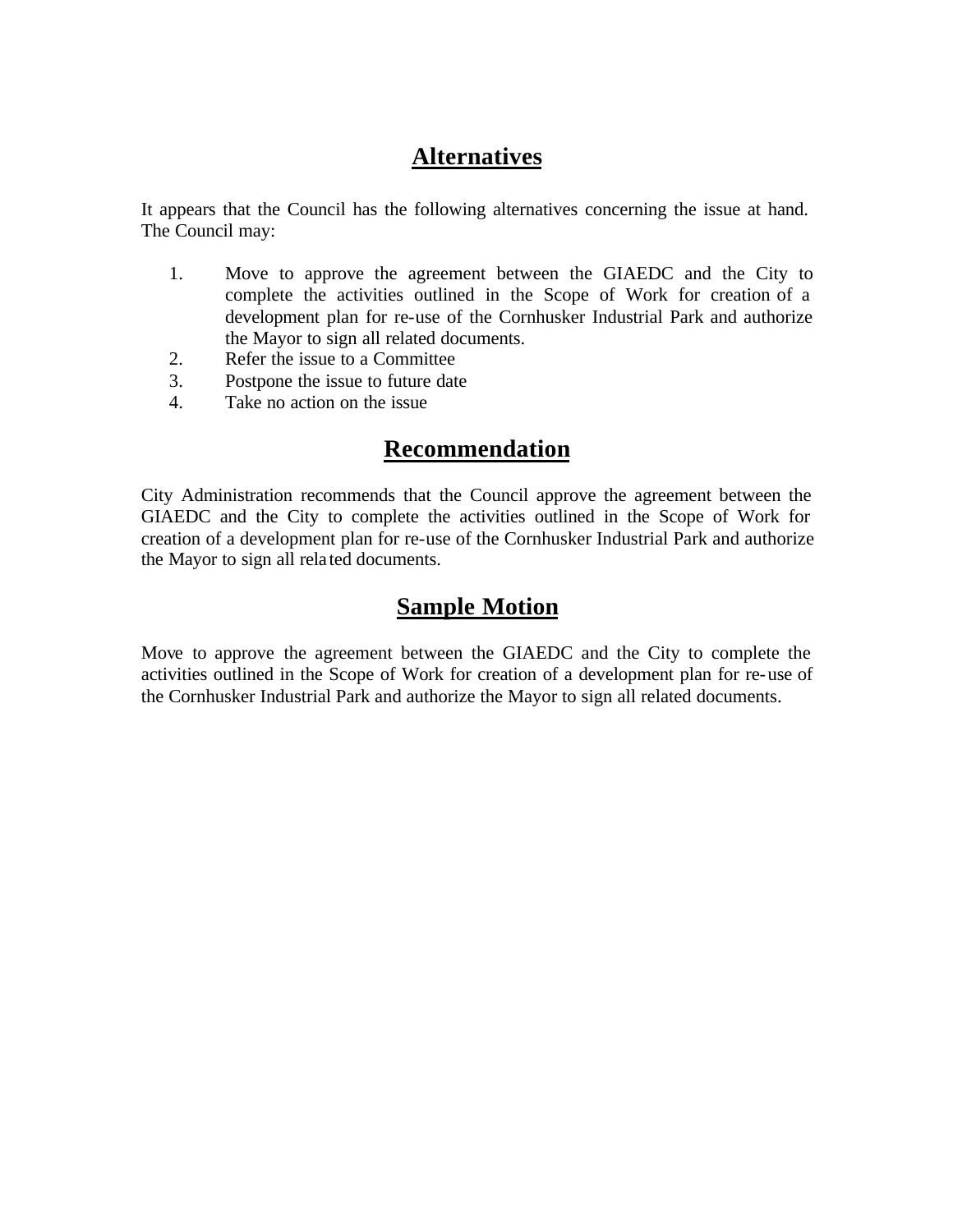## Alternatives

It appears that the Council has the following alternatives concerning the issue at hand. The Council may:

1. Move to approve the agreement between the GIAEDC and the City to complete the activities outlined in the Scope of Work for creation of a development plan for re-use of the Cornhusker Industrial Park and authorize the Mayor to sign all related documents.
2. Refer the issue to a Committee
3. Postpone the issue to future date
4. Take no action on the issue

## Recommendation

City Administration recommends that the Council approve the agreement between the GIAEDC and the City to complete the activities outlined in the Scope of Work for creation of a development plan for re-use of the Cornhusker Industrial Park and authorize the Mayor to sign all related documents.

## Sample Motion

Move to approve the agreement between the GIAEDC and the City to complete the activities outlined in the Scope of Work for creation of a development plan for re-use of the Cornhusker Industrial Park and authorize the Mayor to sign all related documents.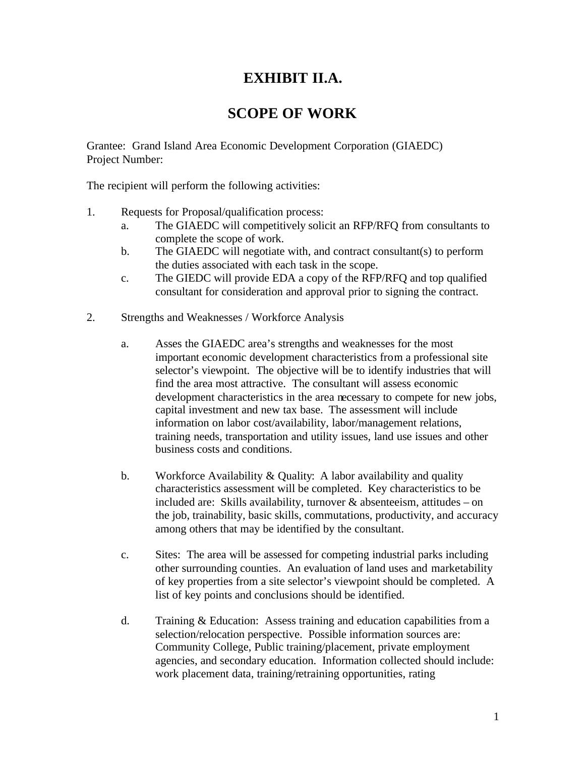# EXHIBIT II.A.

# SCOPE OF WORK

Grantee: Grand Island Area Economic Development Corporation (GIAEDC)
Project Number:

The recipient will perform the following activities:

1. Requests for Proposal/qualification process:
   a. The GIAEDC will competitively solicit an RFP/RFQ from consultants to complete the scope of work.
   b. The GIAEDC will negotiate with, and contract consultant(s) to perform the duties associated with each task in the scope.
   c. The GIEDC will provide EDA a copy of the RFP/RFQ and top qualified consultant for consideration and approval prior to signing the contract.

2. Strengths and Weaknesses / Workforce Analysis

   a. Asses the GIAEDC area's strengths and weaknesses for the most important economic development characteristics from a professional site selector's viewpoint. The objective will be to identify industries that will find the area most attractive. The consultant will assess economic development characteristics in the area necessary to compete for new jobs, capital investment and new tax base. The assessment will include information on labor cost/availability, labor/management relations, training needs, transportation and utility issues, land use issues and other business costs and conditions.

   b. Workforce Availability & Quality: A labor availability and quality characteristics assessment will be completed. Key characteristics to be included are: Skills availability, turnover & absenteeism, attitudes – on the job, trainability, basic skills, commutations, productivity, and accuracy among others that may be identified by the consultant.

   c. Sites: The area will be assessed for competing industrial parks including other surrounding counties. An evaluation of land uses and marketability of key properties from a site selector's viewpoint should be completed. A list of key points and conclusions should be identified.

   d. Training & Education: Assess training and education capabilities from a selection/relocation perspective. Possible information sources are: Community College, Public training/placement, private employment agencies, and secondary education. Information collected should include: work placement data, training/retraining opportunities, rating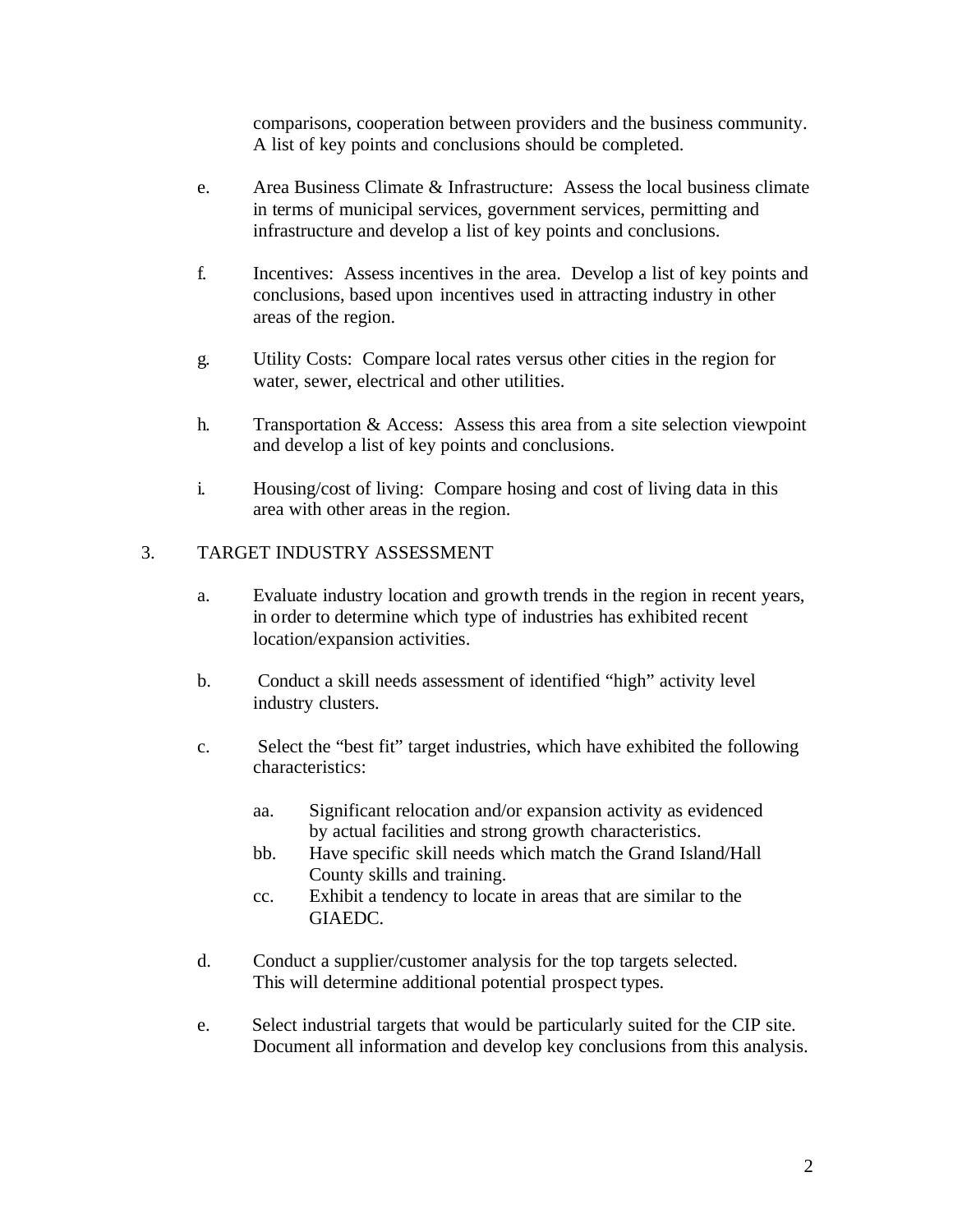comparisons, cooperation between providers and the business community. A list of key points and conclusions should be completed.

e. Area Business Climate & Infrastructure: Assess the local business climate in terms of municipal services, government services, permitting and infrastructure and develop a list of key points and conclusions.

f. Incentives: Assess incentives in the area. Develop a list of key points and conclusions, based upon incentives used in attracting industry in other areas of the region.

g. Utility Costs: Compare local rates versus other cities in the region for water, sewer, electrical and other utilities.

h. Transportation & Access: Assess this area from a site selection viewpoint and develop a list of key points and conclusions.

i. Housing/cost of living: Compare hosing and cost of living data in this area with other areas in the region.

3. TARGET INDUSTRY ASSESSMENT

a. Evaluate industry location and growth trends in the region in recent years, in order to determine which type of industries has exhibited recent location/expansion activities.

b. Conduct a skill needs assessment of identified "high" activity level industry clusters.

c. Select the "best fit" target industries, which have exhibited the following characteristics:

   aa. Significant relocation and/or expansion activity as evidenced by actual facilities and strong growth characteristics.

   bb. Have specific skill needs which match the Grand Island/Hall County skills and training.

   cc. Exhibit a tendency to locate in areas that are similar to the GIAEDC.

d. Conduct a supplier/customer analysis for the top targets selected. This will determine additional potential prospect types.

e. Select industrial targets that would be particularly suited for the CIP site. Document all information and develop key conclusions from this analysis.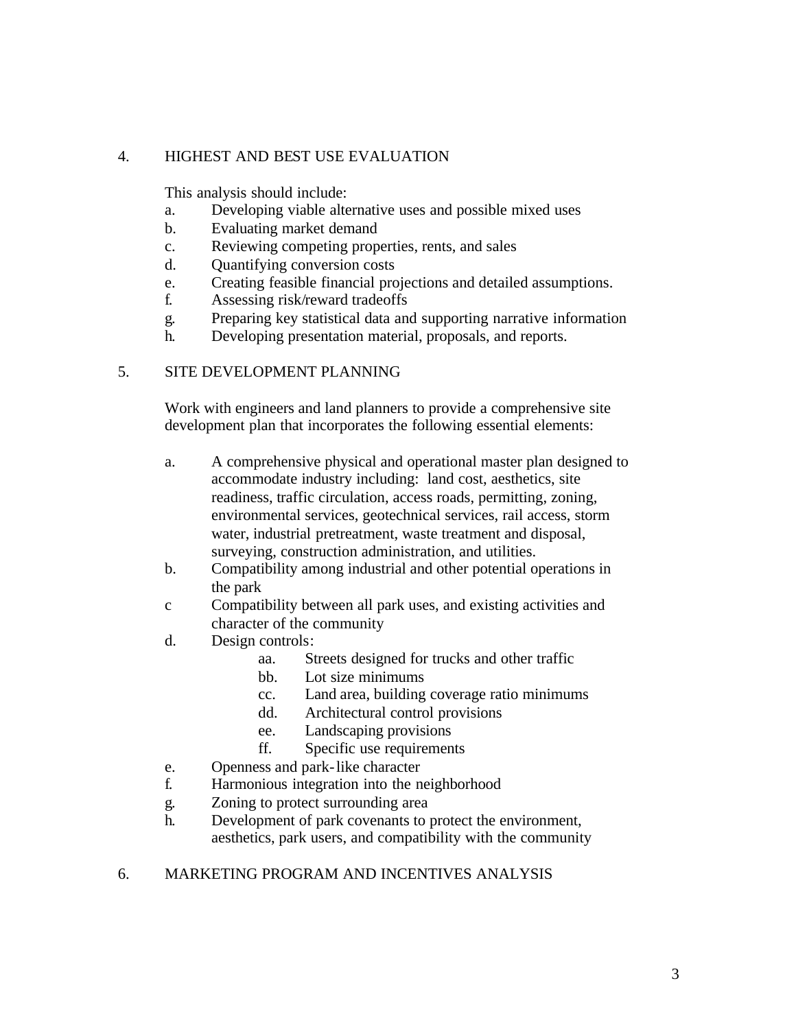## 4. HIGHEST AND BEST USE EVALUATION

This analysis should include:

a. Developing viable alternative uses and possible mixed uses
b. Evaluating market demand
c. Reviewing competing properties, rents, and sales
d. Quantifying conversion costs
e. Creating feasible financial projections and detailed assumptions.
f. Assessing risk/reward tradeoffs
g. Preparing key statistical data and supporting narrative information
h. Developing presentation material, proposals, and reports.

## 5. SITE DEVELOPMENT PLANNING

Work with engineers and land planners to provide a comprehensive site development plan that incorporates the following essential elements:

a. A comprehensive physical and operational master plan designed to accommodate industry including: land cost, aesthetics, site readiness, traffic circulation, access roads, permitting, zoning, environmental services, geotechnical services, rail access, storm water, industrial pretreatment, waste treatment and disposal, surveying, construction administration, and utilities.
b. Compatibility among industrial and other potential operations in the park
c Compatibility between all park uses, and existing activities and character of the community
d. Design controls:
    - aa. Streets designed for trucks and other traffic
    - bb. Lot size minimums
    - cc. Land area, building coverage ratio minimums
    - dd. Architectural control provisions
    - ee. Landscaping provisions
    - ff. Specific use requirements
e. Openness and park-like character
f. Harmonious integration into the neighborhood
g. Zoning to protect surrounding area
h. Development of park covenants to protect the environment, aesthetics, park users, and compatibility with the community

## 6. MARKETING PROGRAM AND INCENTIVES ANALYSIS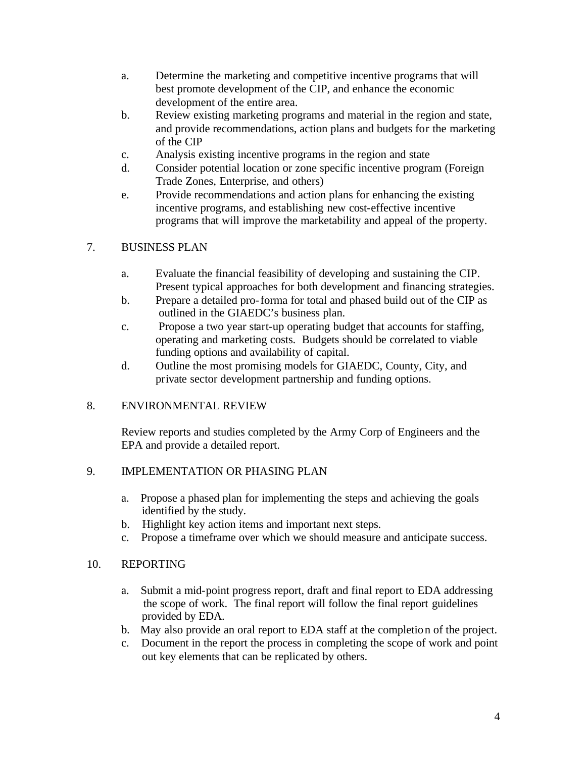a. Determine the marketing and competitive incentive programs that will best promote development of the CIP, and enhance the economic development of the entire area.
b. Review existing marketing programs and material in the region and state, and provide recommendations, action plans and budgets for the marketing of the CIP
c. Analysis existing incentive programs in the region and state
d. Consider potential location or zone specific incentive program (Foreign Trade Zones, Enterprise, and others)
e. Provide recommendations and action plans for enhancing the existing incentive programs, and establishing new cost-effective incentive programs that will improve the marketability and appeal of the property.

7. BUSINESS PLAN

a. Evaluate the financial feasibility of developing and sustaining the CIP. Present typical approaches for both development and financing strategies.
b. Prepare a detailed pro-forma for total and phased build out of the CIP as outlined in the GIAEDC's business plan.
c. Propose a two year start-up operating budget that accounts for staffing, operating and marketing costs. Budgets should be correlated to viable funding options and availability of capital.
d. Outline the most promising models for GIAEDC, County, City, and private sector development partnership and funding options.

8. ENVIRONMENTAL REVIEW

Review reports and studies completed by the Army Corp of Engineers and the EPA and provide a detailed report.

9. IMPLEMENTATION OR PHASING PLAN

a. Propose a phased plan for implementing the steps and achieving the goals identified by the study.
b. Highlight key action items and important next steps.
c. Propose a timeframe over which we should measure and anticipate success.

10. REPORTING

a. Submit a mid-point progress report, draft and final report to EDA addressing the scope of work. The final report will follow the final report guidelines provided by EDA.
b. May also provide an oral report to EDA staff at the completion of the project.
c. Document in the report the process in completing the scope of work and point out key elements that can be replicated by others.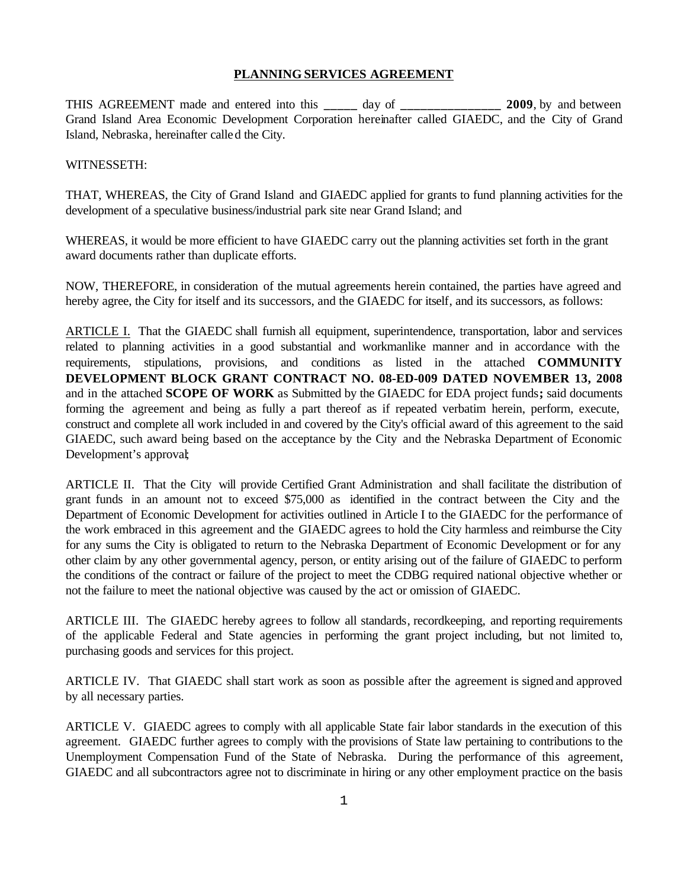# PLANNING SERVICES AGREEMENT

THIS AGREEMENT made and entered into this **_____** day of **_______________ 2009**, by and between Grand Island Area Economic Development Corporation hereinafter called GIAEDC, and the City of Grand Island, Nebraska, hereinafter called the City.

WITNESSETH:

THAT, WHEREAS, the City of Grand Island and GIAEDC applied for grants to fund planning activities for the development of a speculative business/industrial park site near Grand Island; and

WHEREAS, it would be more efficient to have GIAEDC carry out the planning activities set forth in the grant award documents rather than duplicate efforts.

NOW, THEREFORE, in consideration of the mutual agreements herein contained, the parties have agreed and hereby agree, the City for itself and its successors, and the GIAEDC for itself, and its successors, as follows:

ARTICLE I. That the GIAEDC shall furnish all equipment, superintendence, transportation, labor and services related to planning activities in a good substantial and workmanlike manner and in accordance with the requirements, stipulations, provisions, and conditions as listed in the attached **COMMUNITY DEVELOPMENT BLOCK GRANT CONTRACT NO. 08-ED-009 DATED NOVEMBER 13, 2008** and in the attached **SCOPE OF WORK** as Submitted by the GIAEDC for EDA project funds**;** said documents forming the agreement and being as fully a part thereof as if repeated verbatim herein, perform, execute, construct and complete all work included in and covered by the City's official award of this agreement to the said GIAEDC, such award being based on the acceptance by the City and the Nebraska Department of Economic Development's approval;

ARTICLE II. That the City will provide Certified Grant Administration and shall facilitate the distribution of grant funds in an amount not to exceed $75,000 as identified in the contract between the City and the Department of Economic Development for activities outlined in Article I to the GIAEDC for the performance of the work embraced in this agreement and the GIAEDC agrees to hold the City harmless and reimburse the City for any sums the City is obligated to return to the Nebraska Department of Economic Development or for any other claim by any other governmental agency, person, or entity arising out of the failure of GIAEDC to perform the conditions of the contract or failure of the project to meet the CDBG required national objective whether or not the failure to meet the national objective was caused by the act or omission of GIAEDC.

ARTICLE III. The GIAEDC hereby agrees to follow all standards, recordkeeping, and reporting requirements of the applicable Federal and State agencies in performing the grant project including, but not limited to, purchasing goods and services for this project.

ARTICLE IV. That GIAEDC shall start work as soon as possible after the agreement is signed and approved by all necessary parties.

ARTICLE V. GIAEDC agrees to comply with all applicable State fair labor standards in the execution of this agreement. GIAEDC further agrees to comply with the provisions of State law pertaining to contributions to the Unemployment Compensation Fund of the State of Nebraska. During the performance of this agreement, GIAEDC and all subcontractors agree not to discriminate in hiring or any other employment practice on the basis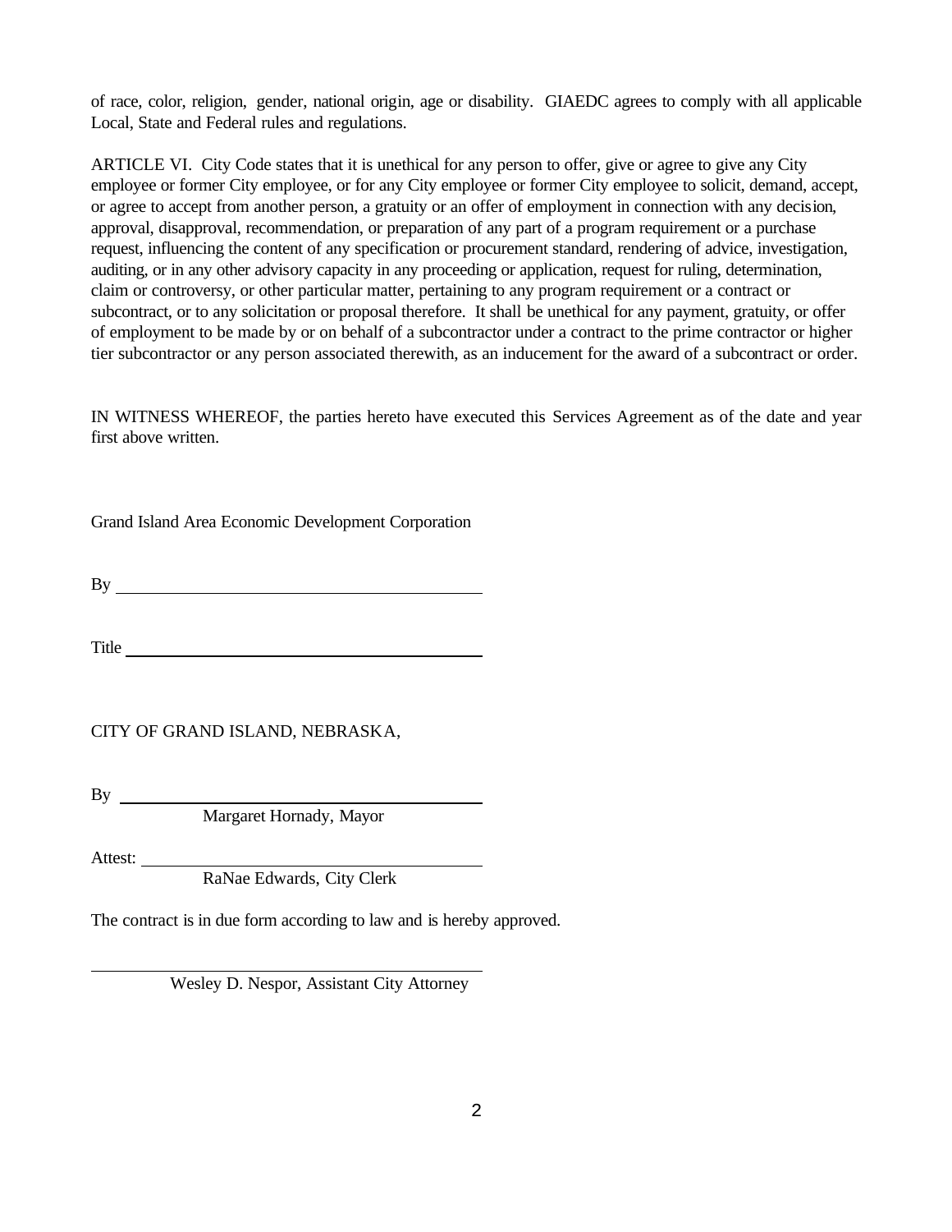of race, color, religion, gender, national origin, age or disability. GIAEDC agrees to comply with all applicable Local, State and Federal rules and regulations.

ARTICLE VI. City Code states that it is unethical for any person to offer, give or agree to give any City employee or former City employee, or for any City employee or former City employee to solicit, demand, accept, or agree to accept from another person, a gratuity or an offer of employment in connection with any decision, approval, disapproval, recommendation, or preparation of any part of a program requirement or a purchase request, influencing the content of any specification or procurement standard, rendering of advice, investigation, auditing, or in any other advisory capacity in any proceeding or application, request for ruling, determination, claim or controversy, or other particular matter, pertaining to any program requirement or a contract or subcontract, or to any solicitation or proposal therefore. It shall be unethical for any payment, gratuity, or offer of employment to be made by or on behalf of a subcontractor under a contract to the prime contractor or higher tier subcontractor or any person associated therewith, as an inducement for the award of a subcontract or order.

IN WITNESS WHEREOF, the parties hereto have executed this Services Agreement as of the date and year first above written.

Grand Island Area Economic Development Corporation

By ___________________________________________

Title _________________________________________

CITY OF GRAND ISLAND, NEBRASKA,

By ___________________________________________
Margaret Hornady, Mayor

Attest: ________________________________________
RaNae Edwards, City Clerk

The contract is in due form according to law and is hereby approved.

______________________________________________
Wesley D. Nespor, Assistant City Attorney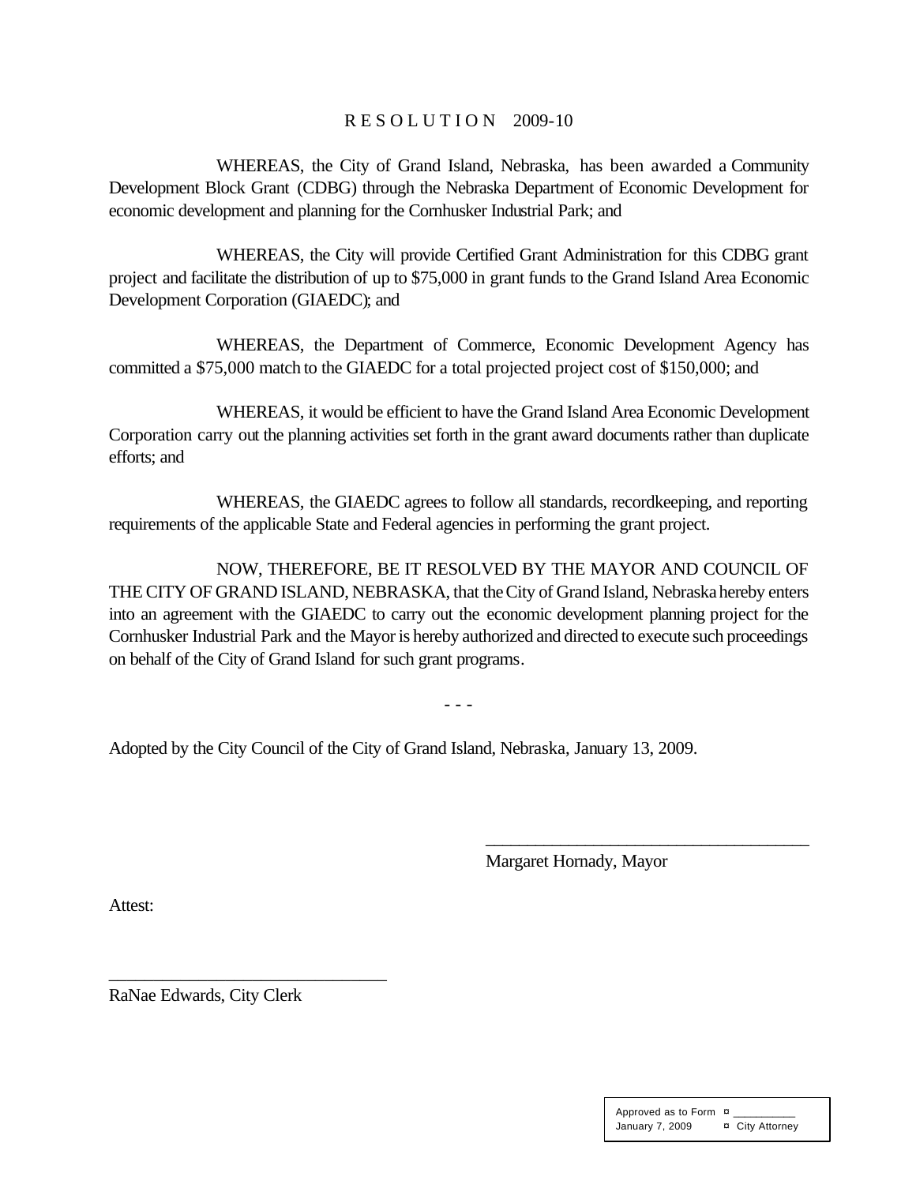# R E S O L U T I O N 2009-10

WHEREAS, the City of Grand Island, Nebraska, has been awarded a Community Development Block Grant (CDBG) through the Nebraska Department of Economic Development for economic development and planning for the Cornhusker Industrial Park; and

WHEREAS, the City will provide Certified Grant Administration for this CDBG grant project and facilitate the distribution of up to $75,000 in grant funds to the Grand Island Area Economic Development Corporation (GIAEDC); and

WHEREAS, the Department of Commerce, Economic Development Agency has committed a $75,000 match to the GIAEDC for a total projected project cost of $150,000; and

WHEREAS, it would be efficient to have the Grand Island Area Economic Development Corporation carry out the planning activities set forth in the grant award documents rather than duplicate efforts; and

WHEREAS, the GIAEDC agrees to follow all standards, recordkeeping, and reporting requirements of the applicable State and Federal agencies in performing the grant project.

NOW, THEREFORE, BE IT RESOLVED BY THE MAYOR AND COUNCIL OF THE CITY OF GRAND ISLAND, NEBRASKA, that the City of Grand Island, Nebraska hereby enters into an agreement with the GIAEDC to carry out the economic development planning project for the Cornhusker Industrial Park and the Mayor is hereby authorized and directed to execute such proceedings on behalf of the City of Grand Island for such grant programs.

- - -

Adopted by the City Council of the City of Grand Island, Nebraska, January 13, 2009.

_____________________________________
Margaret Hornady, Mayor

Attest:

_______________________________
RaNae Edwards, City Clerk

Approved as to Form ¤ ___________
January 7, 2009 ¤ City Attorney